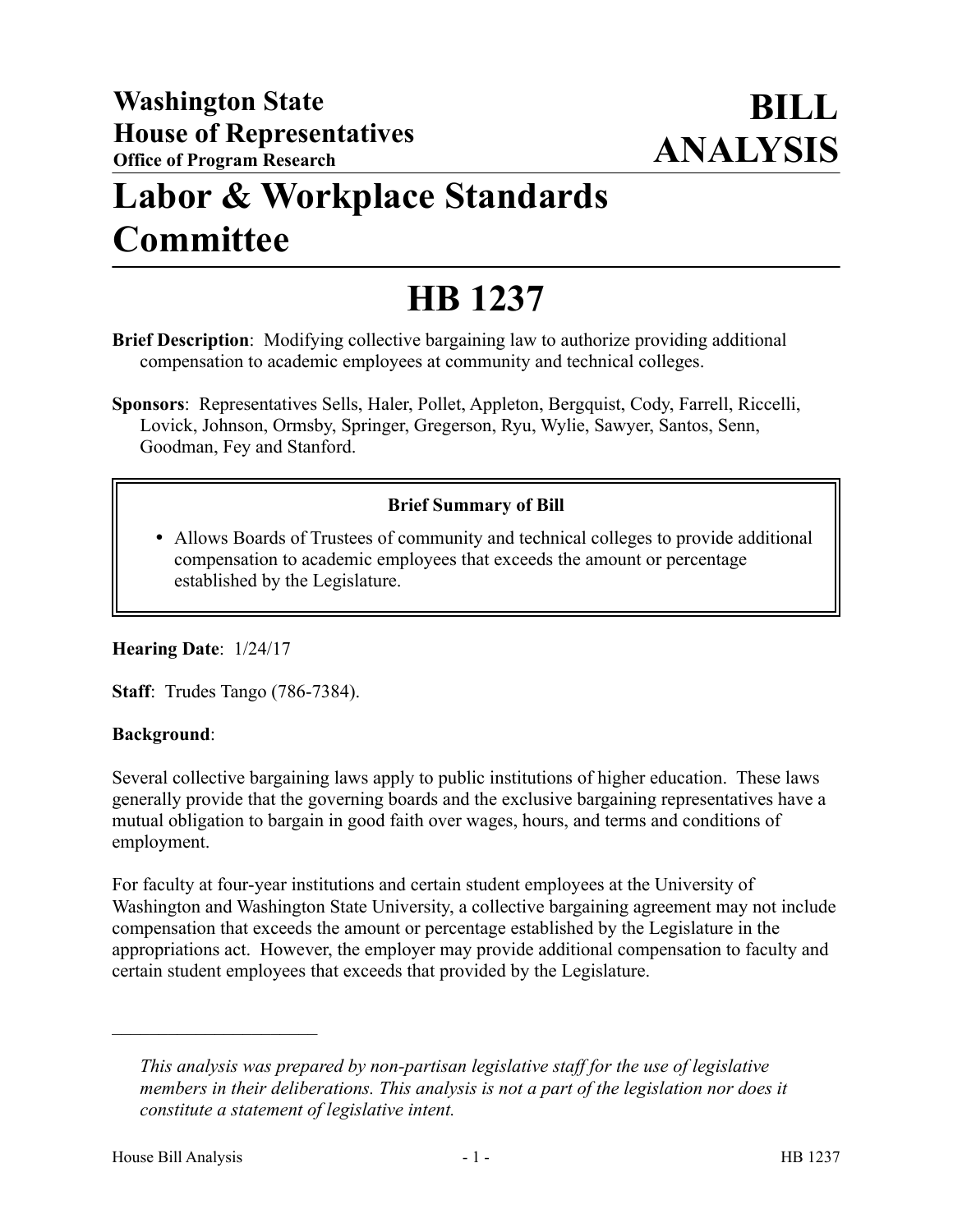**Washington State House of Representatives**
**Office of Program Research**

# BILL ANALYSIS

# Labor & Workplace Standards Committee

# HB 1237

**Brief Description**: Modifying collective bargaining law to authorize providing additional compensation to academic employees at community and technical colleges.

**Sponsors**: Representatives Sells, Haler, Pollet, Appleton, Bergquist, Cody, Farrell, Riccelli, Lovick, Johnson, Ormsby, Springer, Gregerson, Ryu, Wylie, Sawyer, Santos, Senn, Goodman, Fey and Stanford.

**Brief Summary of Bill**

- Allows Boards of Trustees of community and technical colleges to provide additional compensation to academic employees that exceeds the amount or percentage established by the Legislature.

**Hearing Date**: 1/24/17

**Staff**: Trudes Tango (786-7384).

**Background**:

Several collective bargaining laws apply to public institutions of higher education. These laws generally provide that the governing boards and the exclusive bargaining representatives have a mutual obligation to bargain in good faith over wages, hours, and terms and conditions of employment.

For faculty at four-year institutions and certain student employees at the University of Washington and Washington State University, a collective bargaining agreement may not include compensation that exceeds the amount or percentage established by the Legislature in the appropriations act. However, the employer may provide additional compensation to faculty and certain student employees that exceeds that provided by the Legislature.

---

*This analysis was prepared by non-partisan legislative staff for the use of legislative members in their deliberations. This analysis is not a part of the legislation nor does it constitute a statement of legislative intent.*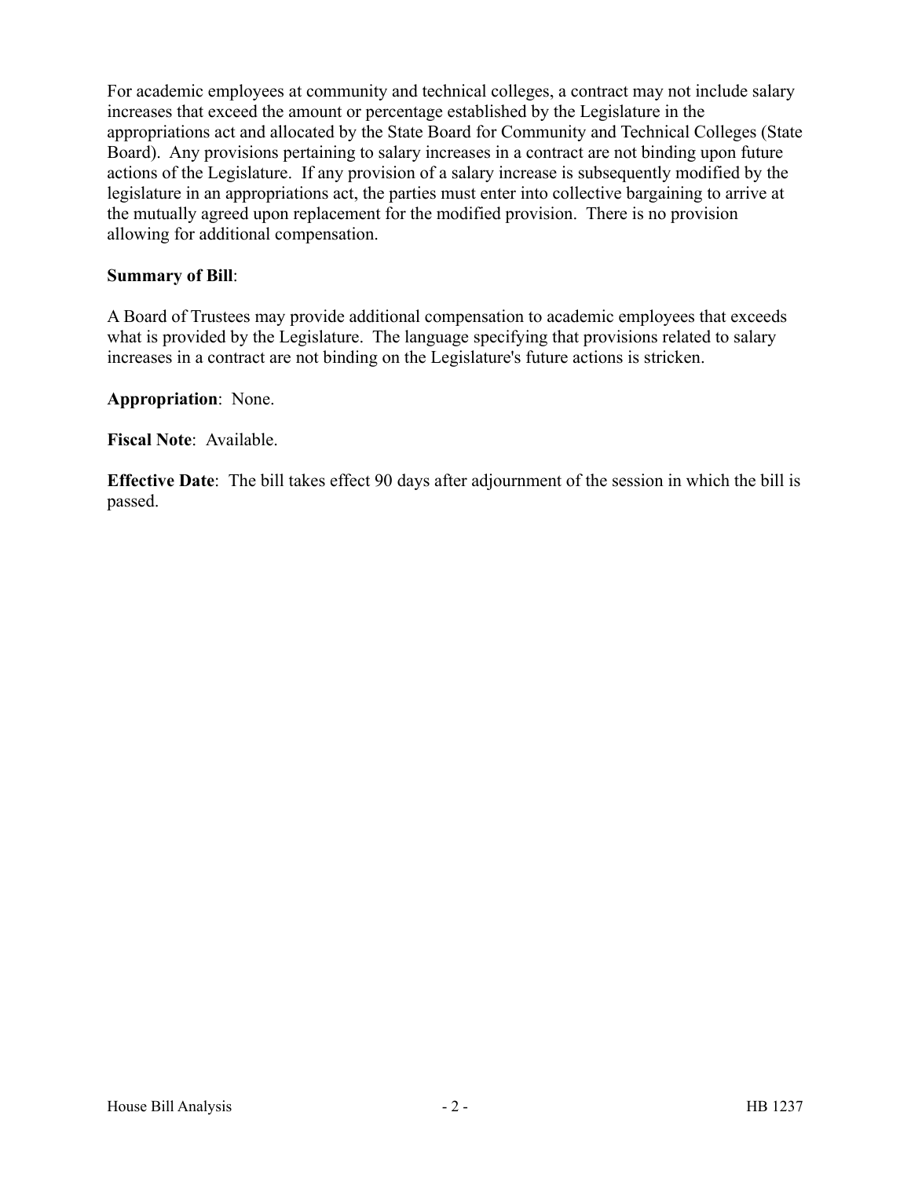For academic employees at community and technical colleges, a contract may not include salary increases that exceed the amount or percentage established by the Legislature in the appropriations act and allocated by the State Board for Community and Technical Colleges (State Board). Any provisions pertaining to salary increases in a contract are not binding upon future actions of the Legislature. If any provision of a salary increase is subsequently modified by the legislature in an appropriations act, the parties must enter into collective bargaining to arrive at the mutually agreed upon replacement for the modified provision. There is no provision allowing for additional compensation.

**Summary of Bill**:

A Board of Trustees may provide additional compensation to academic employees that exceeds what is provided by the Legislature. The language specifying that provisions related to salary increases in a contract are not binding on the Legislature's future actions is stricken.

**Appropriation**: None.

**Fiscal Note**: Available.

**Effective Date**: The bill takes effect 90 days after adjournment of the session in which the bill is passed.